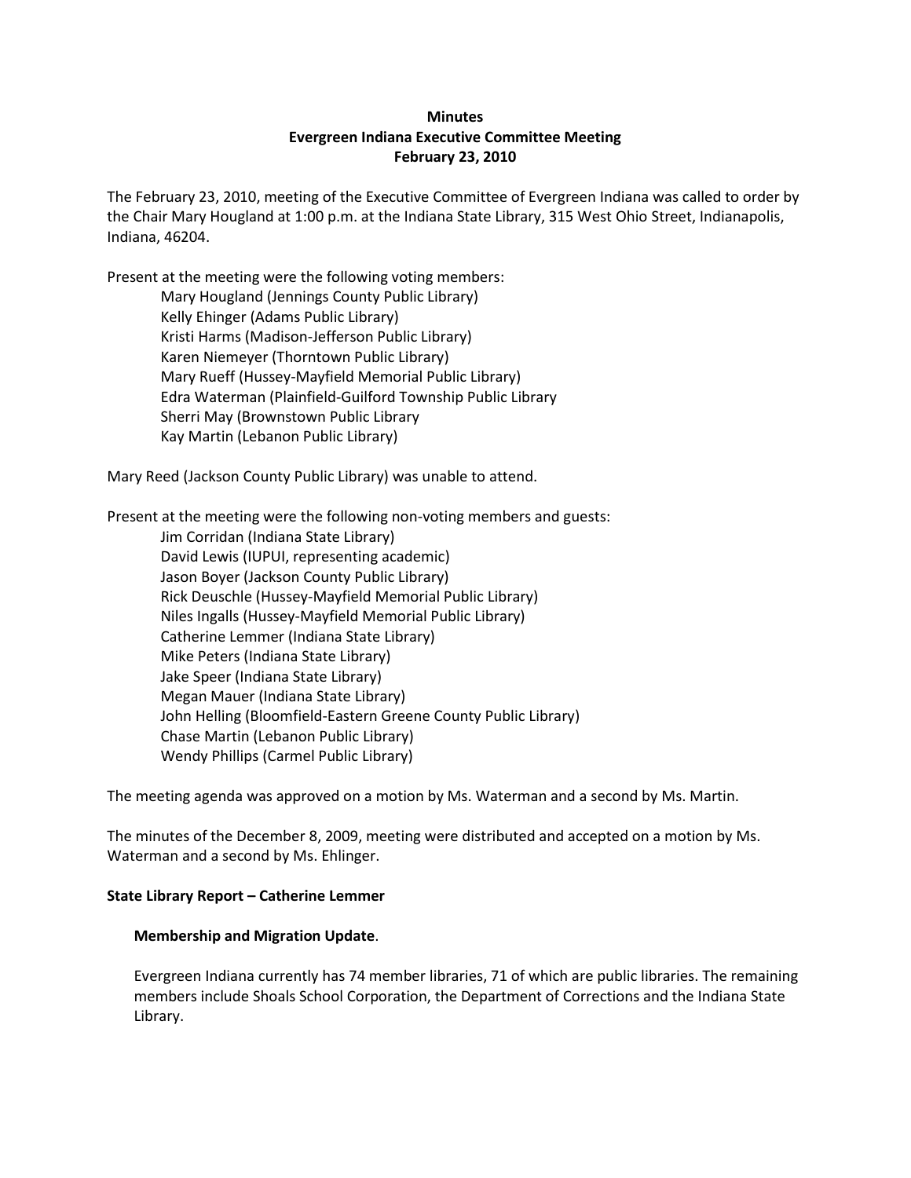**Minutes**
**Evergreen Indiana Executive Committee Meeting**
**February 23, 2010**

The February 23, 2010, meeting of the Executive Committee of Evergreen Indiana was called to order by the Chair Mary Hougland at 1:00 p.m. at the Indiana State Library, 315 West Ohio Street, Indianapolis, Indiana, 46204.

Present at the meeting were the following voting members:

Mary Hougland (Jennings County Public Library)
Kelly Ehinger (Adams Public Library)
Kristi Harms (Madison-Jefferson Public Library)
Karen Niemeyer (Thorntown Public Library)
Mary Rueff (Hussey-Mayfield Memorial Public Library)
Edra Waterman (Plainfield-Guilford Township Public Library
Sherri May (Brownstown Public Library
Kay Martin (Lebanon Public Library)

Mary Reed (Jackson County Public Library) was unable to attend.

Present at the meeting were the following non-voting members and guests:

Jim Corridan (Indiana State Library)
David Lewis (IUPUI, representing academic)
Jason Boyer (Jackson County Public Library)
Rick Deuschle (Hussey-Mayfield Memorial Public Library)
Niles Ingalls (Hussey-Mayfield Memorial Public Library)
Catherine Lemmer (Indiana State Library)
Mike Peters (Indiana State Library)
Jake Speer (Indiana State Library)
Megan Mauer (Indiana State Library)
John Helling (Bloomfield-Eastern Greene County Public Library)
Chase Martin (Lebanon Public Library)
Wendy Phillips (Carmel Public Library)

The meeting agenda was approved on a motion by Ms. Waterman and a second by Ms. Martin.

The minutes of the December 8, 2009, meeting were distributed and accepted on a motion by Ms. Waterman and a second by Ms. Ehlinger.

**State Library Report – Catherine Lemmer**

**Membership and Migration Update**.

Evergreen Indiana currently has 74 member libraries, 71 of which are public libraries. The remaining members include Shoals School Corporation, the Department of Corrections and the Indiana State Library.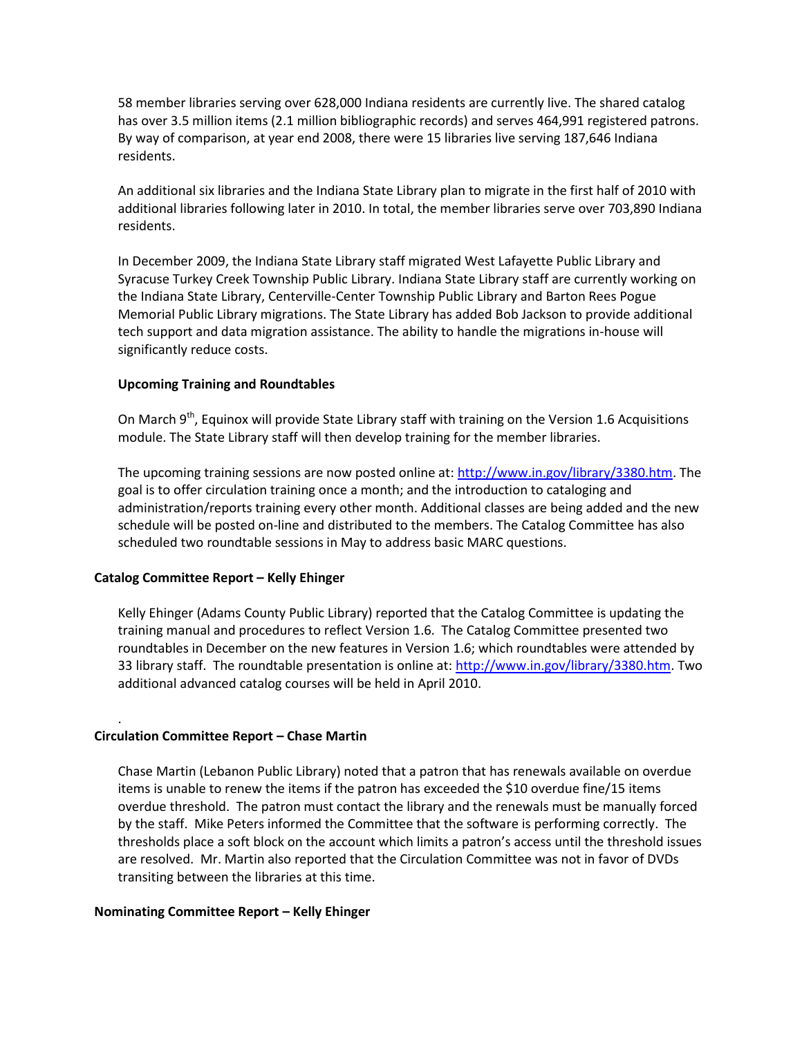58 member libraries serving over 628,000 Indiana residents are currently live. The shared catalog has over 3.5 million items (2.1 million bibliographic records) and serves 464,991 registered patrons. By way of comparison, at year end 2008, there were 15 libraries live serving 187,646 Indiana residents.

An additional six libraries and the Indiana State Library plan to migrate in the first half of 2010 with additional libraries following later in 2010. In total, the member libraries serve over 703,890 Indiana residents.

In December 2009, the Indiana State Library staff migrated West Lafayette Public Library and Syracuse Turkey Creek Township Public Library. Indiana State Library staff are currently working on the Indiana State Library, Centerville-Center Township Public Library and Barton Rees Pogue Memorial Public Library migrations. The State Library has added Bob Jackson to provide additional tech support and data migration assistance. The ability to handle the migrations in-house will significantly reduce costs.

**Upcoming Training and Roundtables**

On March 9th, Equinox will provide State Library staff with training on the Version 1.6 Acquisitions module. The State Library staff will then develop training for the member libraries.

The upcoming training sessions are now posted online at: http://www.in.gov/library/3380.htm. The goal is to offer circulation training once a month; and the introduction to cataloging and administration/reports training every other month. Additional classes are being added and the new schedule will be posted on-line and distributed to the members. The Catalog Committee has also scheduled two roundtable sessions in May to address basic MARC questions.

**Catalog Committee Report – Kelly Ehinger**

Kelly Ehinger (Adams County Public Library) reported that the Catalog Committee is updating the training manual and procedures to reflect Version 1.6. The Catalog Committee presented two roundtables in December on the new features in Version 1.6; which roundtables were attended by 33 library staff. The roundtable presentation is online at: http://www.in.gov/library/3380.htm. Two additional advanced catalog courses will be held in April 2010.

.

**Circulation Committee Report – Chase Martin**

Chase Martin (Lebanon Public Library) noted that a patron that has renewals available on overdue items is unable to renew the items if the patron has exceeded the $10 overdue fine/15 items overdue threshold. The patron must contact the library and the renewals must be manually forced by the staff. Mike Peters informed the Committee that the software is performing correctly. The thresholds place a soft block on the account which limits a patron's access until the threshold issues are resolved. Mr. Martin also reported that the Circulation Committee was not in favor of DVDs transiting between the libraries at this time.

**Nominating Committee Report – Kelly Ehinger**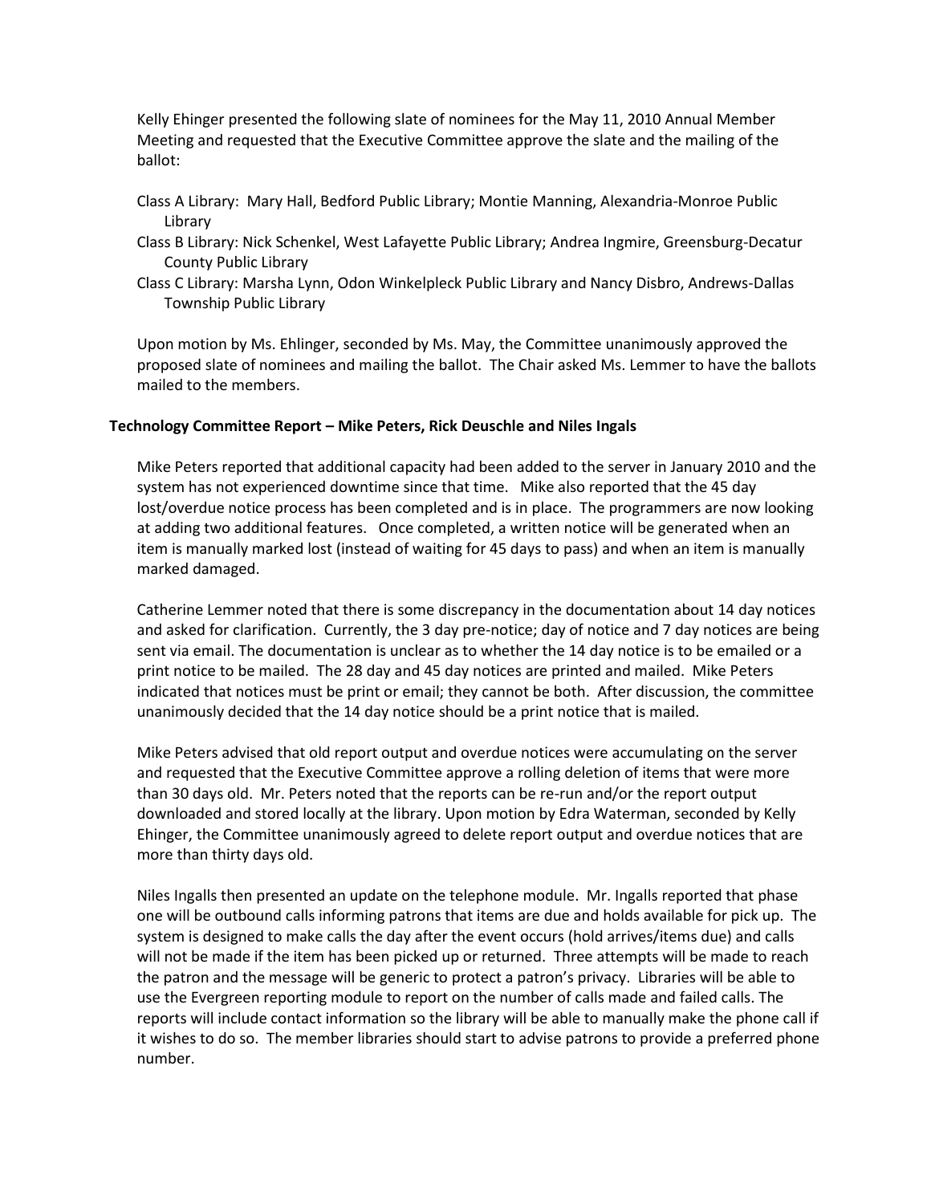Kelly Ehinger presented the following slate of nominees for the May 11, 2010 Annual Member Meeting and requested that the Executive Committee approve the slate and the mailing of the ballot:

Class A Library: Mary Hall, Bedford Public Library; Montie Manning, Alexandria-Monroe Public Library

Class B Library: Nick Schenkel, West Lafayette Public Library; Andrea Ingmire, Greensburg-Decatur County Public Library

Class C Library: Marsha Lynn, Odon Winkelpleck Public Library and Nancy Disbro, Andrews-Dallas Township Public Library

Upon motion by Ms. Ehlinger, seconded by Ms. May, the Committee unanimously approved the proposed slate of nominees and mailing the ballot. The Chair asked Ms. Lemmer to have the ballots mailed to the members.

**Technology Committee Report – Mike Peters, Rick Deuschle and Niles Ingals**

Mike Peters reported that additional capacity had been added to the server in January 2010 and the system has not experienced downtime since that time. Mike also reported that the 45 day lost/overdue notice process has been completed and is in place. The programmers are now looking at adding two additional features. Once completed, a written notice will be generated when an item is manually marked lost (instead of waiting for 45 days to pass) and when an item is manually marked damaged.

Catherine Lemmer noted that there is some discrepancy in the documentation about 14 day notices and asked for clarification. Currently, the 3 day pre-notice; day of notice and 7 day notices are being sent via email. The documentation is unclear as to whether the 14 day notice is to be emailed or a print notice to be mailed. The 28 day and 45 day notices are printed and mailed. Mike Peters indicated that notices must be print or email; they cannot be both. After discussion, the committee unanimously decided that the 14 day notice should be a print notice that is mailed.

Mike Peters advised that old report output and overdue notices were accumulating on the server and requested that the Executive Committee approve a rolling deletion of items that were more than 30 days old. Mr. Peters noted that the reports can be re-run and/or the report output downloaded and stored locally at the library. Upon motion by Edra Waterman, seconded by Kelly Ehinger, the Committee unanimously agreed to delete report output and overdue notices that are more than thirty days old.

Niles Ingalls then presented an update on the telephone module. Mr. Ingalls reported that phase one will be outbound calls informing patrons that items are due and holds available for pick up. The system is designed to make calls the day after the event occurs (hold arrives/items due) and calls will not be made if the item has been picked up or returned. Three attempts will be made to reach the patron and the message will be generic to protect a patron's privacy. Libraries will be able to use the Evergreen reporting module to report on the number of calls made and failed calls. The reports will include contact information so the library will be able to manually make the phone call if it wishes to do so. The member libraries should start to advise patrons to provide a preferred phone number.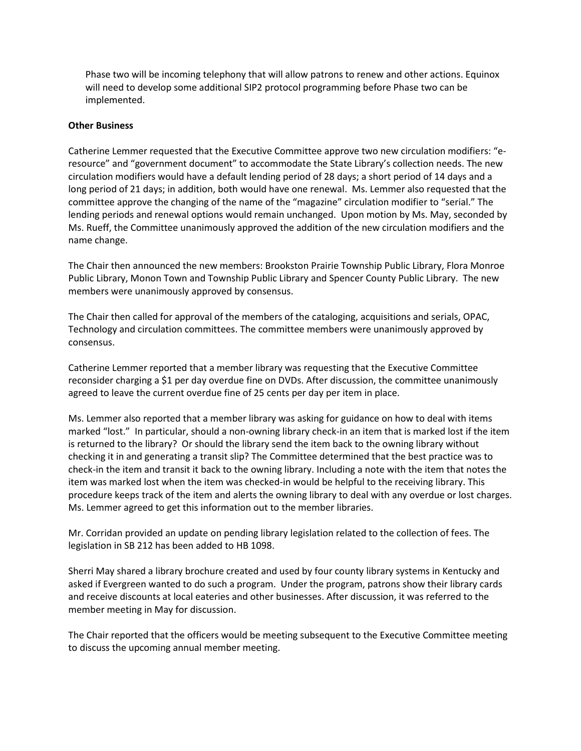Phase two will be incoming telephony that will allow patrons to renew and other actions. Equinox will need to develop some additional SIP2 protocol programming before Phase two can be implemented.

**Other Business**

Catherine Lemmer requested that the Executive Committee approve two new circulation modifiers: "e-resource" and "government document" to accommodate the State Library's collection needs. The new circulation modifiers would have a default lending period of 28 days; a short period of 14 days and a long period of 21 days; in addition, both would have one renewal. Ms. Lemmer also requested that the committee approve the changing of the name of the "magazine" circulation modifier to "serial." The lending periods and renewal options would remain unchanged. Upon motion by Ms. May, seconded by Ms. Rueff, the Committee unanimously approved the addition of the new circulation modifiers and the name change.

The Chair then announced the new members: Brookston Prairie Township Public Library, Flora Monroe Public Library, Monon Town and Township Public Library and Spencer County Public Library. The new members were unanimously approved by consensus.

The Chair then called for approval of the members of the cataloging, acquisitions and serials, OPAC, Technology and circulation committees. The committee members were unanimously approved by consensus.

Catherine Lemmer reported that a member library was requesting that the Executive Committee reconsider charging a $1 per day overdue fine on DVDs. After discussion, the committee unanimously agreed to leave the current overdue fine of 25 cents per day per item in place.

Ms. Lemmer also reported that a member library was asking for guidance on how to deal with items marked "lost." In particular, should a non-owning library check-in an item that is marked lost if the item is returned to the library? Or should the library send the item back to the owning library without checking it in and generating a transit slip? The Committee determined that the best practice was to check-in the item and transit it back to the owning library. Including a note with the item that notes the item was marked lost when the item was checked-in would be helpful to the receiving library. This procedure keeps track of the item and alerts the owning library to deal with any overdue or lost charges. Ms. Lemmer agreed to get this information out to the member libraries.

Mr. Corridan provided an update on pending library legislation related to the collection of fees. The legislation in SB 212 has been added to HB 1098.

Sherri May shared a library brochure created and used by four county library systems in Kentucky and asked if Evergreen wanted to do such a program. Under the program, patrons show their library cards and receive discounts at local eateries and other businesses. After discussion, it was referred to the member meeting in May for discussion.

The Chair reported that the officers would be meeting subsequent to the Executive Committee meeting to discuss the upcoming annual member meeting.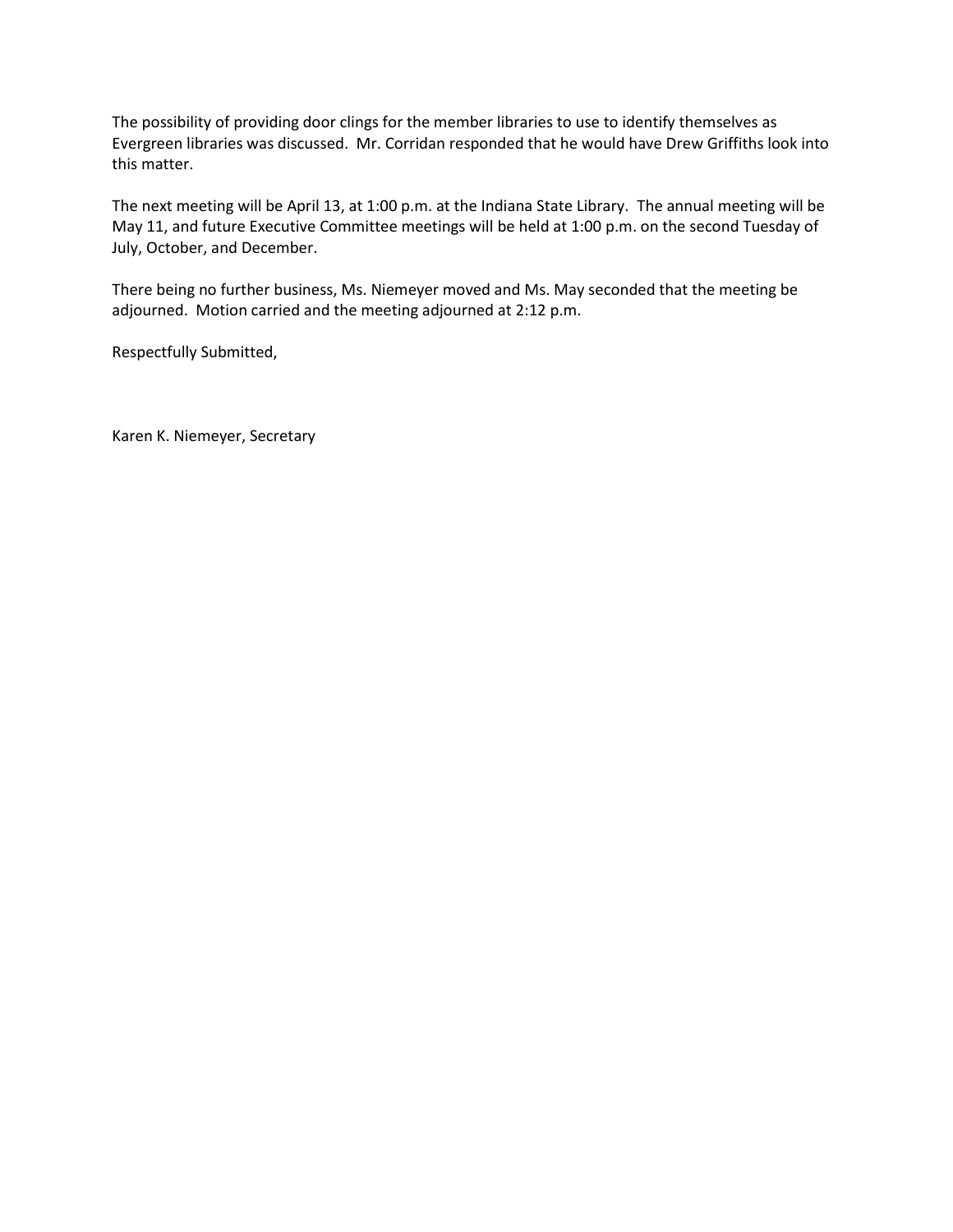The possibility of providing door clings for the member libraries to use to identify themselves as Evergreen libraries was discussed. Mr. Corridan responded that he would have Drew Griffiths look into this matter.

The next meeting will be April 13, at 1:00 p.m. at the Indiana State Library. The annual meeting will be May 11, and future Executive Committee meetings will be held at 1:00 p.m. on the second Tuesday of July, October, and December.

There being no further business, Ms. Niemeyer moved and Ms. May seconded that the meeting be adjourned. Motion carried and the meeting adjourned at 2:12 p.m.

Respectfully Submitted,

Karen K. Niemeyer, Secretary